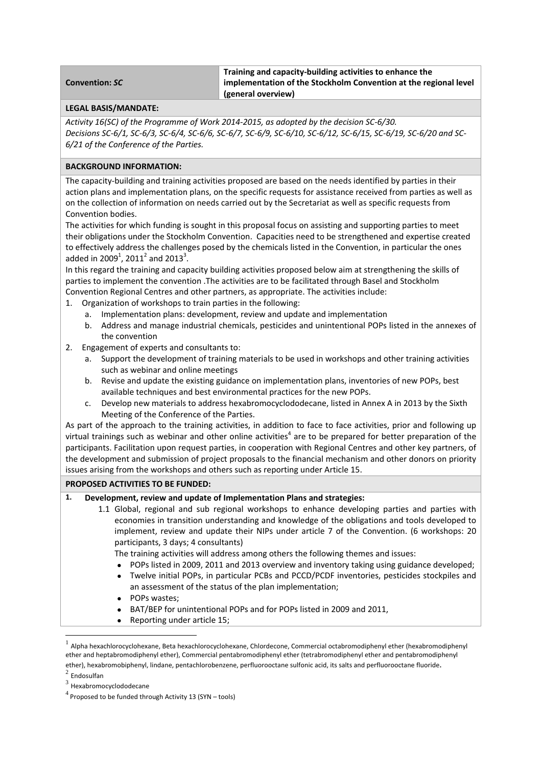| **Convention:** ***SC*** | **Training and capacity-building activities to enhance the implementation of the Stockholm Convention at the regional level (general overview)** |
| --- | --- |

**LEGAL BASIS/MANDATE:**

*Activity 16(SC) of the Programme of Work 2014-2015, as adopted by the decision SC-6/30.*
*Decisions SC-6/1, SC-6/3, SC-6/4, SC-6/6, SC-6/7, SC-6/9, SC-6/10, SC-6/12, SC-6/15, SC-6/19, SC-6/20 and SC-6/21 of the Conference of the Parties.*

**BACKGROUND INFORMATION:**

The capacity-building and training activities proposed are based on the needs identified by parties in their action plans and implementation plans, on the specific requests for assistance received from parties as well as on the collection of information on needs carried out by the Secretariat as well as specific requests from Convention bodies.

The activities for which funding is sought in this proposal focus on assisting and supporting parties to meet their obligations under the Stockholm Convention. Capacities need to be strengthened and expertise created to effectively address the challenges posed by the chemicals listed in the Convention, in particular the ones added in 2009[1], 2011[2] and 2013[3].

In this regard the training and capacity building activities proposed below aim at strengthening the skills of parties to implement the convention .The activities are to be facilitated through Basel and Stockholm Convention Regional Centres and other partners, as appropriate. The activities include:

1. Organization of workshops to train parties in the following:
   a. Implementation plans: development, review and update and implementation
   b. Address and manage industrial chemicals, pesticides and unintentional POPs listed in the annexes of the convention
2. Engagement of experts and consultants to:
   a. Support the development of training materials to be used in workshops and other training activities such as webinar and online meetings
   b. Revise and update the existing guidance on implementation plans, inventories of new POPs, best available techniques and best environmental practices for the new POPs.
   c. Develop new materials to address hexabromocyclododecane, listed in Annex A in 2013 by the Sixth Meeting of the Conference of the Parties.

As part of the approach to the training activities, in addition to face to face activities, prior and following up virtual trainings such as webinar and other online activities[4] are to be prepared for better preparation of the participants. Facilitation upon request parties, in cooperation with Regional Centres and other key partners, of the development and submission of project proposals to the financial mechanism and other donors on priority issues arising from the workshops and others such as reporting under Article 15.

**PROPOSED ACTIVITIES TO BE FUNDED:**

1. **Development, review and update of Implementation Plans and strategies:**
   1.1 Global, regional and sub regional workshops to enhance developing parties and parties with economies in transition understanding and knowledge of the obligations and tools developed to implement, review and update their NIPs under article 7 of the Convention. (6 workshops: 20 participants, 3 days; 4 consultants)

   The training activities will address among others the following themes and issues:
   - POPs listed in 2009, 2011 and 2013 overview and inventory taking using guidance developed;
   - Twelve initial POPs, in particular PCBs and PCCD/PCDF inventories, pesticides stockpiles and an assessment of the status of the plan implementation;
   - POPs wastes;
   - BAT/BEP for unintentional POPs and for POPs listed in 2009 and 2011,
   - Reporting under article 15;

---

[1] Alpha hexachlorocyclohexane, Beta hexachlorocyclohexane, Chlordecone, Commercial octabromodiphenyl ether (hexabromodiphenyl ether and heptabromodiphenyl ether), Commercial pentabromodiphenyl ether (tetrabromodiphenyl ether and pentabromodiphenyl ether), hexabromobiphenyl, lindane, pentachlorobenzene, perfluorooctane sulfonic acid, its salts and perfluorooctane fluoride.

[2] Endosulfan

[3] Hexabromocyclododecane

[4] Proposed to be funded through Activity 13 (SYN – tools)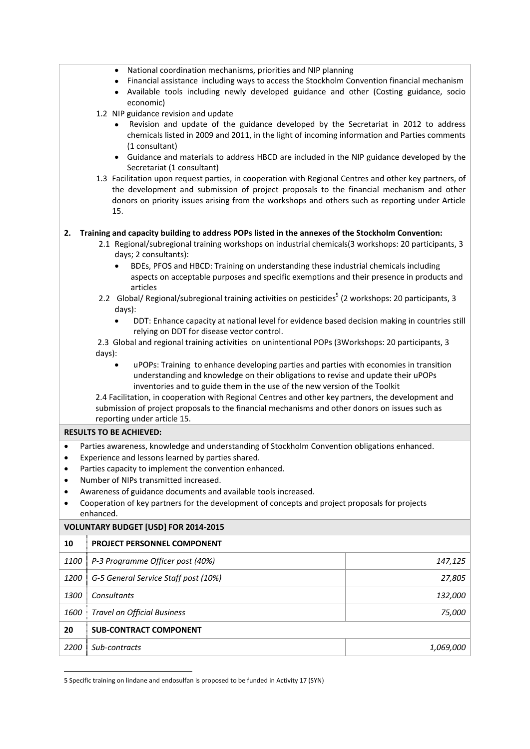- National coordination mechanisms, priorities and NIP planning
- Financial assistance including ways to access the Stockholm Convention financial mechanism
- Available tools including newly developed guidance and other (Costing guidance, socio economic)

1.2 NIP guidance revision and update

- Revision and update of the guidance developed by the Secretariat in 2012 to address chemicals listed in 2009 and 2011, in the light of incoming information and Parties comments (1 consultant)
- Guidance and materials to address HBCD are included in the NIP guidance developed by the Secretariat (1 consultant)

1.3 Facilitation upon request parties, in cooperation with Regional Centres and other key partners, of the development and submission of project proposals to the financial mechanism and other donors on priority issues arising from the workshops and others such as reporting under Article 15.

**2. Training and capacity building to address POPs listed in the annexes of the Stockholm Convention:**

2.1 Regional/subregional training workshops on industrial chemicals(3 workshops: 20 participants, 3 days; 2 consultants):

- BDEs, PFOS and HBCD: Training on understanding these industrial chemicals including aspects on acceptable purposes and specific exemptions and their presence in products and articles

2.2 Global/ Regional/subregional training activities on pesticides[5] (2 workshops: 20 participants, 3 days):

- DDT: Enhance capacity at national level for evidence based decision making in countries still relying on DDT for disease vector control.

2.3 Global and regional training activities on unintentional POPs (3Workshops: 20 participants, 3 days):

- uPOPs: Training to enhance developing parties and parties with economies in transition understanding and knowledge on their obligations to revise and update their uPOPs inventories and to guide them in the use of the new version of the Toolkit

2.4 Facilitation, in cooperation with Regional Centres and other key partners, the development and submission of project proposals to the financial mechanisms and other donors on issues such as reporting under article 15.

**RESULTS TO BE ACHIEVED:**

- Parties awareness, knowledge and understanding of Stockholm Convention obligations enhanced.
- Experience and lessons learned by parties shared.
- Parties capacity to implement the convention enhanced.
- Number of NIPs transmitted increased.
- Awareness of guidance documents and available tools increased.
- Cooperation of key partners for the development of concepts and project proposals for projects enhanced.

**VOLUNTARY BUDGET [USD] FOR 2014-2015**

| | | |
|---|---|---|
| **10** | **PROJECT PERSONNEL COMPONENT** | |
| *1100* | *P-3 Programme Officer post (40%)* | *147,125* |
| *1200* | *G-5 General Service Staff post (10%)* | *27,805* |
| *1300* | *Consultants* | *132,000* |
| *1600* | *Travel on Official Business* | *75,000* |
| **20** | **SUB-CONTRACT COMPONENT** | |
| *2200* | *Sub-contracts* | *1,069,000* |

5 Specific training on lindane and endosulfan is proposed to be funded in Activity 17 (SYN)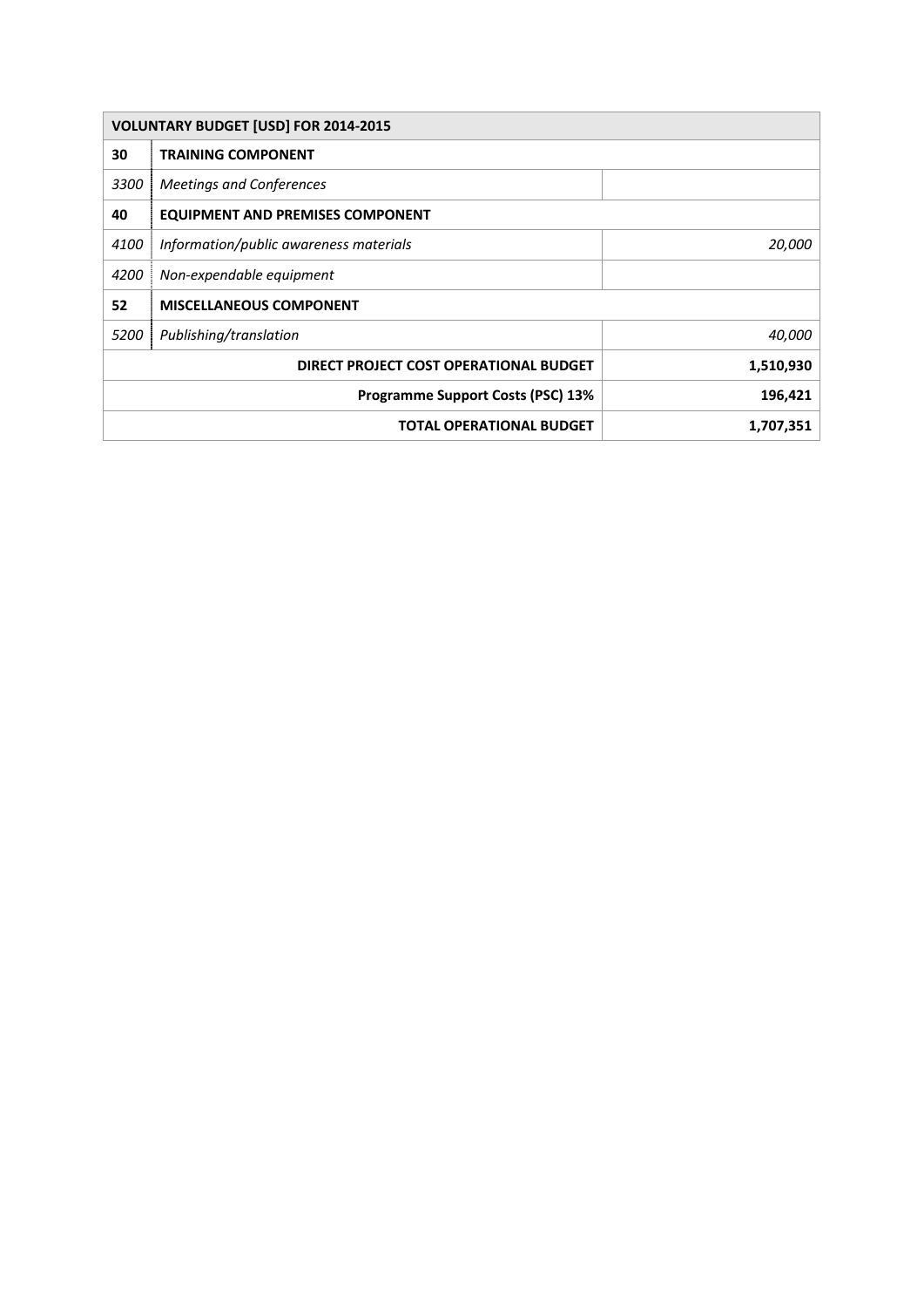| VOLUNTARY BUDGET [USD] FOR 2014-2015 | | |
|---|---|---|
| **30** | **TRAINING COMPONENT** | |
| *3300* | *Meetings and Conferences* | |
| **40** | **EQUIPMENT AND PREMISES COMPONENT** | |
| *4100* | *Information/public awareness materials* | *20,000* |
| *4200* | *Non-expendable equipment* | |
| **52** | **MISCELLANEOUS COMPONENT** | |
| *5200* | *Publishing/translation* | *40,000* |
| | **DIRECT PROJECT COST OPERATIONAL BUDGET** | **1,510,930** |
| | **Programme Support Costs (PSC) 13%** | **196,421** |
| | **TOTAL OPERATIONAL BUDGET** | **1,707,351** |